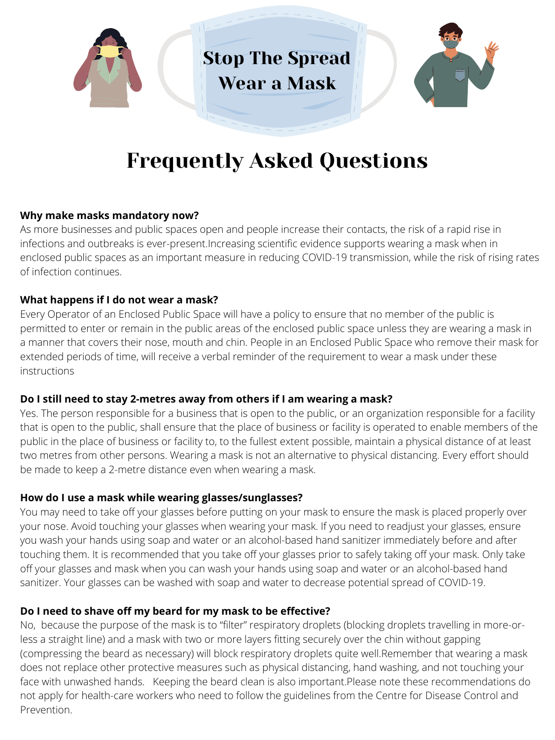# Stop The Spread
# Wear a Mask

## Frequently Asked Questions

**Why make masks mandatory now?**

As more businesses and public spaces open and people increase their contacts, the risk of a rapid rise in infections and outbreaks is ever-present.Increasing scientific evidence supports wearing a mask when in enclosed public spaces as an important measure in reducing COVID-19 transmission, while the risk of rising rates of infection continues.

**What happens if I do not wear a mask?**

Every Operator of an Enclosed Public Space will have a policy to ensure that no member of the public is permitted to enter or remain in the public areas of the enclosed public space unless they are wearing a mask in a manner that covers their nose, mouth and chin. People in an Enclosed Public Space who remove their mask for extended periods of time, will receive a verbal reminder of the requirement to wear a mask under these instructions

**Do I still need to stay 2-metres away from others if I am wearing a mask?**

Yes. The person responsible for a business that is open to the public, or an organization responsible for a facility that is open to the public, shall ensure that the place of business or facility is operated to enable members of the public in the place of business or facility to, to the fullest extent possible, maintain a physical distance of at least two metres from other persons. Wearing a mask is not an alternative to physical distancing. Every effort should be made to keep a 2-metre distance even when wearing a mask.

**How do I use a mask while wearing glasses/sunglasses?**

You may need to take off your glasses before putting on your mask to ensure the mask is placed properly over your nose. Avoid touching your glasses when wearing your mask. If you need to readjust your glasses, ensure you wash your hands using soap and water or an alcohol-based hand sanitizer immediately before and after touching them. It is recommended that you take off your glasses prior to safely taking off your mask. Only take off your glasses and mask when you can wash your hands using soap and water or an alcohol-based hand sanitizer. Your glasses can be washed with soap and water to decrease potential spread of COVID-19.

**Do I need to shave off my beard for my mask to be effective?**

No, because the purpose of the mask is to "filter" respiratory droplets (blocking droplets travelling in more-or-less a straight line) and a mask with two or more layers fitting securely over the chin without gapping (compressing the beard as necessary) will block respiratory droplets quite well.Remember that wearing a mask does not replace other protective measures such as physical distancing, hand washing, and not touching your face with unwashed hands. Keeping the beard clean is also important.Please note these recommendations do not apply for health-care workers who need to follow the guidelines from the Centre for Disease Control and Prevention.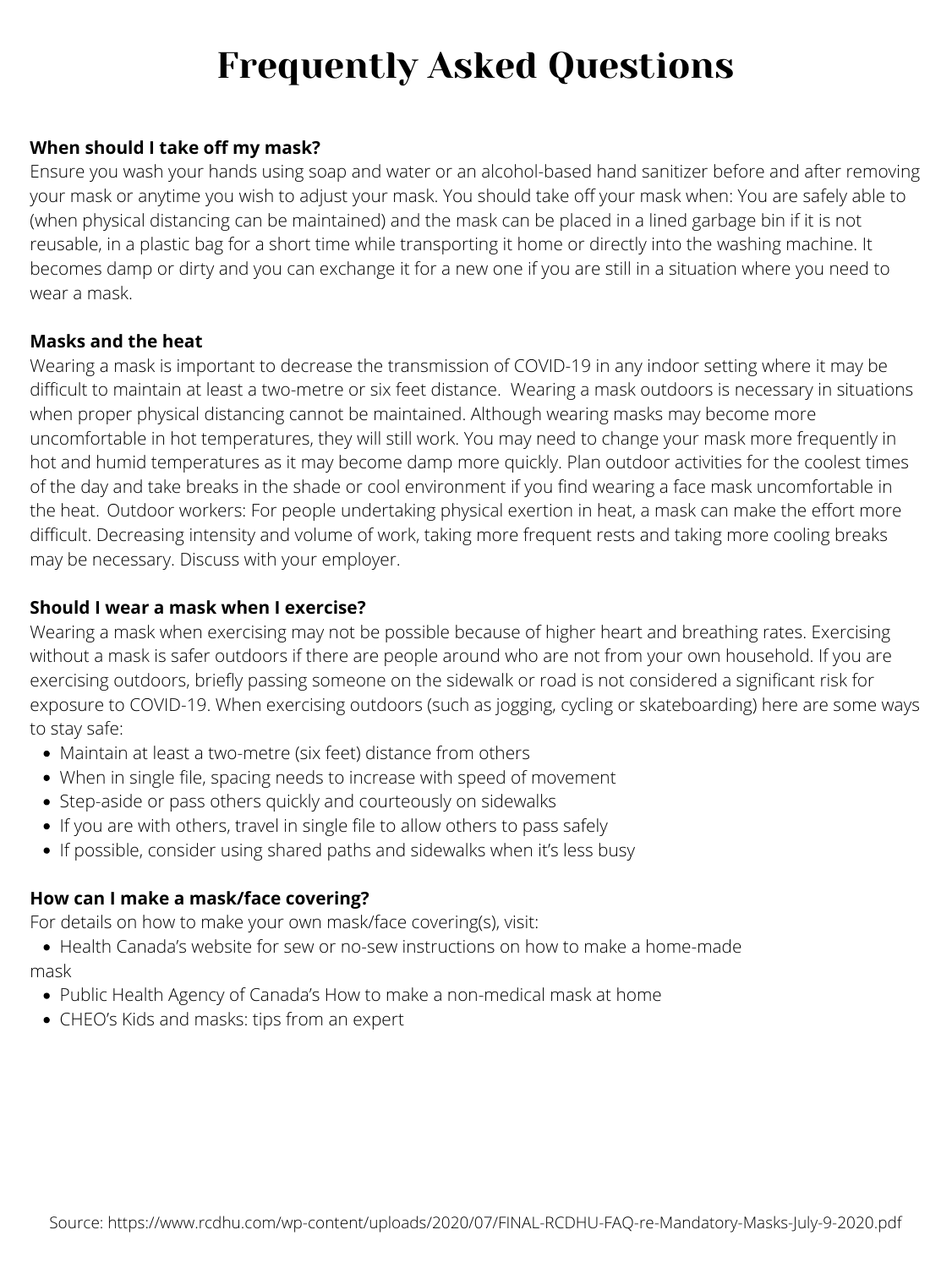# Frequently Asked Questions

**When should I take off my mask?**

Ensure you wash your hands using soap and water or an alcohol-based hand sanitizer before and after removing your mask or anytime you wish to adjust your mask. You should take off your mask when: You are safely able to (when physical distancing can be maintained) and the mask can be placed in a lined garbage bin if it is not reusable, in a plastic bag for a short time while transporting it home or directly into the washing machine. It becomes damp or dirty and you can exchange it for a new one if you are still in a situation where you need to wear a mask.

**Masks and the heat**

Wearing a mask is important to decrease the transmission of COVID-19 in any indoor setting where it may be difficult to maintain at least a two-metre or six feet distance. Wearing a mask outdoors is necessary in situations when proper physical distancing cannot be maintained. Although wearing masks may become more uncomfortable in hot temperatures, they will still work. You may need to change your mask more frequently in hot and humid temperatures as it may become damp more quickly. Plan outdoor activities for the coolest times of the day and take breaks in the shade or cool environment if you find wearing a face mask uncomfortable in the heat. Outdoor workers: For people undertaking physical exertion in heat, a mask can make the effort more difficult. Decreasing intensity and volume of work, taking more frequent rests and taking more cooling breaks may be necessary. Discuss with your employer.

**Should I wear a mask when I exercise?**

Wearing a mask when exercising may not be possible because of higher heart and breathing rates. Exercising without a mask is safer outdoors if there are people around who are not from your own household. If you are exercising outdoors, briefly passing someone on the sidewalk or road is not considered a significant risk for exposure to COVID-19. When exercising outdoors (such as jogging, cycling or skateboarding) here are some ways to stay safe:

- Maintain at least a two-metre (six feet) distance from others
- When in single file, spacing needs to increase with speed of movement
- Step-aside or pass others quickly and courteously on sidewalks
- If you are with others, travel in single file to allow others to pass safely
- If possible, consider using shared paths and sidewalks when it's less busy

**How can I make a mask/face covering?**

For details on how to make your own mask/face covering(s), visit:

- Health Canada's website for sew or no-sew instructions on how to make a home-made mask
- Public Health Agency of Canada's How to make a non-medical mask at home
- CHEO's Kids and masks: tips from an expert

Source: https://www.rcdhu.com/wp-content/uploads/2020/07/FINAL-RCDHU-FAQ-re-Mandatory-Masks-July-9-2020.pdf